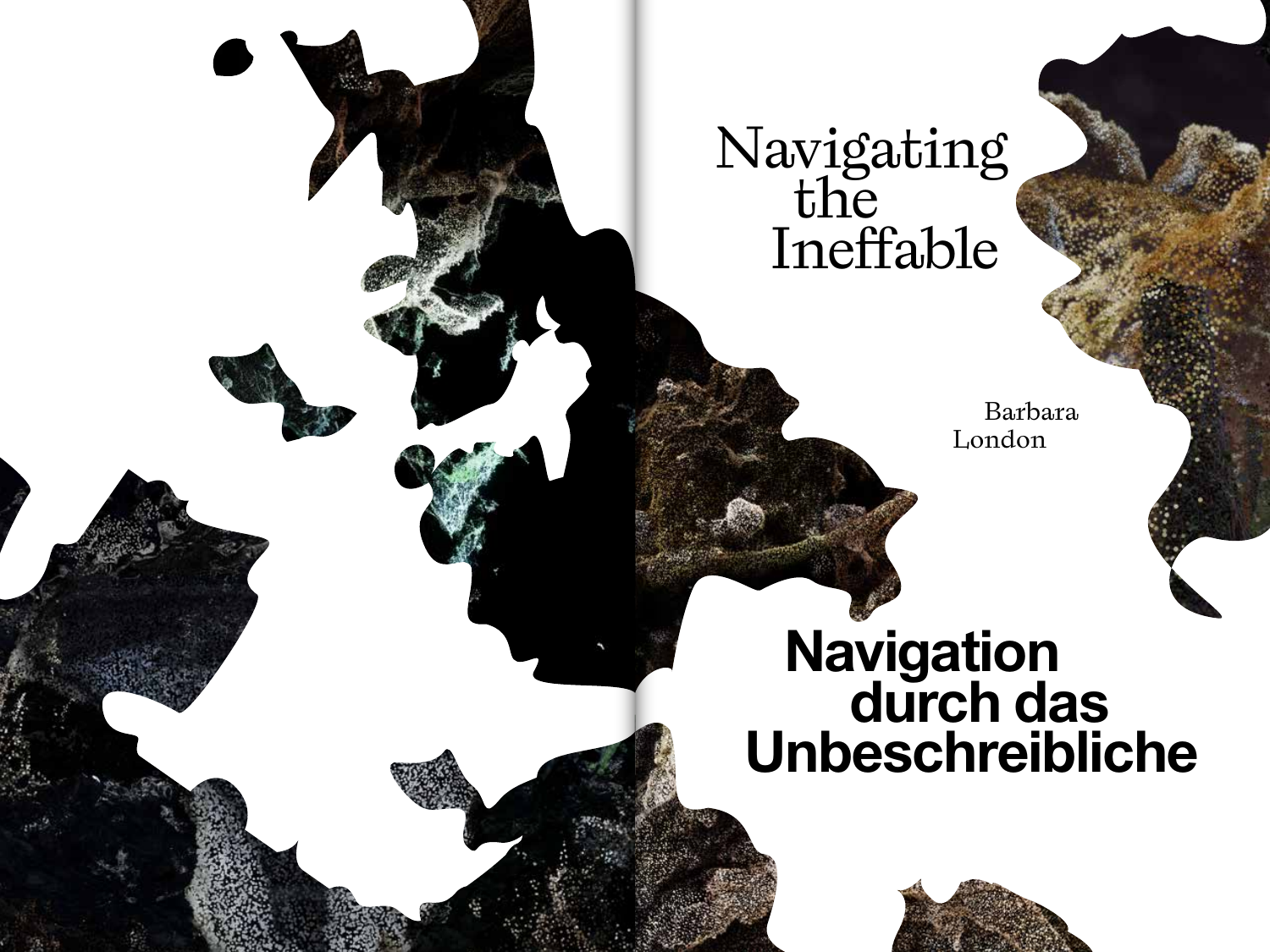# Navigating the Ineffable

Barbara London

# Navigation durch das Unbeschreibliche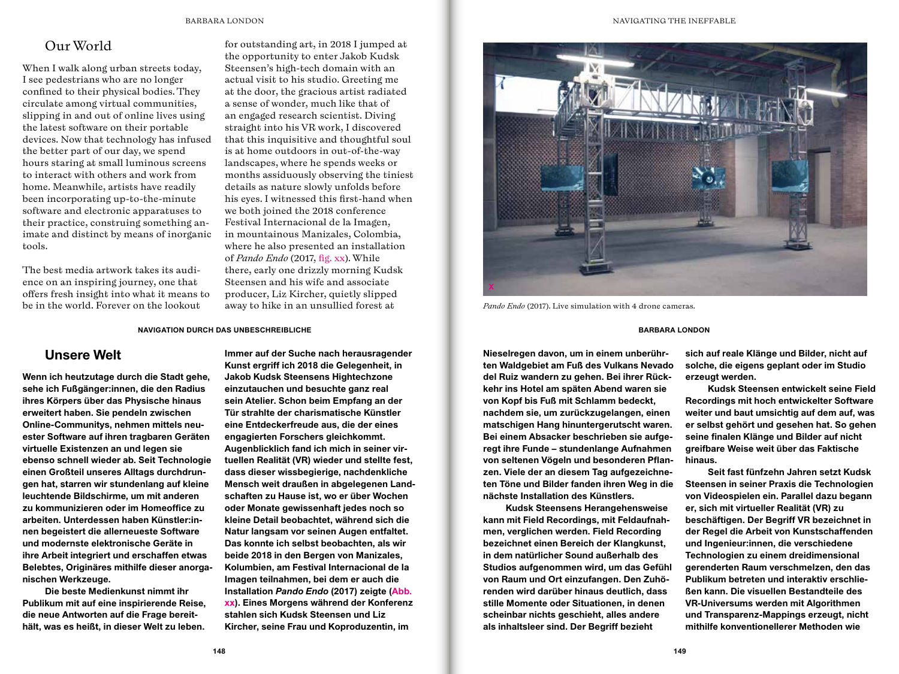## Our World

When I walk along urban streets today, I see pedestrians who are no longer confined to their physical bodies. They circulate among virtual communities, slipping in and out of online lives using the latest software on their portable devices. Now that technology has infused the better part of our day, we spend hours staring at small luminous screens to interact with others and work from home. Meanwhile, artists have readily been incorporating up-to-the-minute software and electronic apparatuses to their practice, construing something animate and distinct by means of inorganic tools.

The best media artwork takes its audience on an inspiring journey, one that offers fresh insight into what it means to be in the world. Forever on the lookout for outstanding art, in 2018 I jumped at the opportunity to enter Jakob Kudsk Steensen's high-tech domain with an actual visit to his studio. Greeting me at the door, the gracious artist radiated a sense of wonder, much like that of an engaged research scientist. Diving straight into his VR work, I discovered that this inquisitive and thoughtful soul is at home outdoors in out-of-the-way landscapes, where he spends weeks or months assiduously observing the tiniest details as nature slowly unfolds before his eyes. I witnessed this first-hand when we both joined the 2018 conference Festival Internacional de la Imagen, in mountainous Manizales, Colombia, where he also presented an installation of *Pando Endo* (2017, fig. xx). While there, early one drizzly morning Kudsk Steensen and his wife and associate producer, Liz Kircher, quietly slipped away to hike in an unsullied forest at

x

*Pando Endo* (2017). Live simulation with 4 drone cameras.

## Unsere Welt

**Wenn ich heutzutage durch die Stadt gehe, sehe ich Fußgänger:innen, die den Radius ihres Körpers über das Physische hinaus erweitert haben. Sie pendeln zwischen Online-Communitys, nehmen mittels neuester Software auf ihren tragbaren Geräten virtuelle Existenzen an und legen sie ebenso schnell wieder ab. Seit Technologie einen Großteil unseres Alltags durchdrungen hat, starren wir stundenlang auf kleine leuchtende Bildschirme, um mit anderen zu kommunizieren oder im Homeoffice zu arbeiten. Unterdessen haben Künstler:innen begeistert die allerneueste Software und modernste elektronische Geräte in ihre Arbeit integriert und erschaffen etwas Belebtes, Originäres mithilfe dieser anorganischen Werkzeuge.**

**Die beste Medienkunst nimmt ihr Publikum mit auf eine inspirierende Reise, die neue Antworten auf die Frage bereithält, was es heißt, in dieser Welt zu leben. Immer auf der Suche nach herausragender Kunst ergriff ich 2018 die Gelegenheit, in Jakob Kudsk Steensens Hightechzone einzutauchen und besuchte ganz real sein Atelier. Schon beim Empfang an der Tür strahlte der charismatische Künstler eine Entdeckerfreude aus, die der eines engagierten Forschers gleichkommt. Augenblicklich fand ich mich in seiner virtuellen Realität (VR) wieder und stellte fest, dass dieser wissbegierige, nachdenkliche Mensch weit draußen in abgelegenen Landschaften zu Hause ist, wo er über Wochen oder Monate gewissenhaft jedes noch so kleine Detail beobachtet, während sich die Natur langsam vor seinen Augen entfaltet. Das konnte ich selbst beobachten, als wir beide 2018 in den Bergen von Manizales, Kolumbien, am Festival Internacional de la Imagen teilnahmen, bei dem er auch die Installation *Pando Endo* (2017) zeigte (Abb. xx). Eines Morgens während der Konferenz stahlen sich Kudsk Steensen und Liz Kircher, seine Frau und Koproduzentin, im Nieselregen davon, um in einem unberührten Waldgebiet am Fuß des Vulkans Nevado del Ruiz wandern zu gehen. Bei ihrer Rückkehr ins Hotel am späten Abend waren sie von Kopf bis Fuß mit Schlamm bedeckt, nachdem sie, um zurückzugelangen, einen matschigen Hang hinuntergerutscht waren. Bei einem Absacker beschrieben sie aufgeregt ihre Funde – stundenlange Aufnahmen von seltenen Vögeln und besonderen Pflanzen. Viele der an diesem Tag aufgezeichneten Töne und Bilder fanden ihren Weg in die nächste Installation des Künstlers.**

**Kudsk Steensens Herangehensweise kann mit Field Recordings, mit Feldaufnahmen, verglichen werden. Field Recording bezeichnet einen Bereich der Klangkunst, in dem natürlicher Sound außerhalb des Studios aufgenommen wird, um das Gefühl von Raum und Ort einzufangen. Den Zuhörenden wird darüber hinaus deutlich, dass stille Momente oder Situationen, in denen scheinbar nichts geschieht, alles andere als inhaltsleer sind. Der Begriff bezieht sich auf reale Klänge und Bilder, nicht auf solche, die eigens geplant oder im Studio erzeugt werden.**

**Kudsk Steensen entwickelt seine Field Recordings mit hoch entwickelter Software weiter und baut umsichtig auf dem auf, was er selbst gehört und gesehen hat. So gehen seine finalen Klänge und Bilder auf nicht greifbare Weise weit über das Faktische hinaus.**

**Seit fast fünfzehn Jahren setzt Kudsk Steensen in seiner Praxis die Technologien von Videospielen ein. Parallel dazu begann er, sich mit virtueller Realität (VR) zu beschäftigen. Der Begriff VR bezeichnet in der Regel die Arbeit von Kunstschaffenden und Ingenieur:innen, die verschiedene Technologien zu einem dreidimensional gerenderten Raum verschmelzen, den das Publikum betreten und interaktiv erschließen kann. Die visuellen Bestandteile des VR-Universums werden mit Algorithmen und Transparenz-Mappings erzeugt, nicht mithilfe konventionellerer Methoden wie**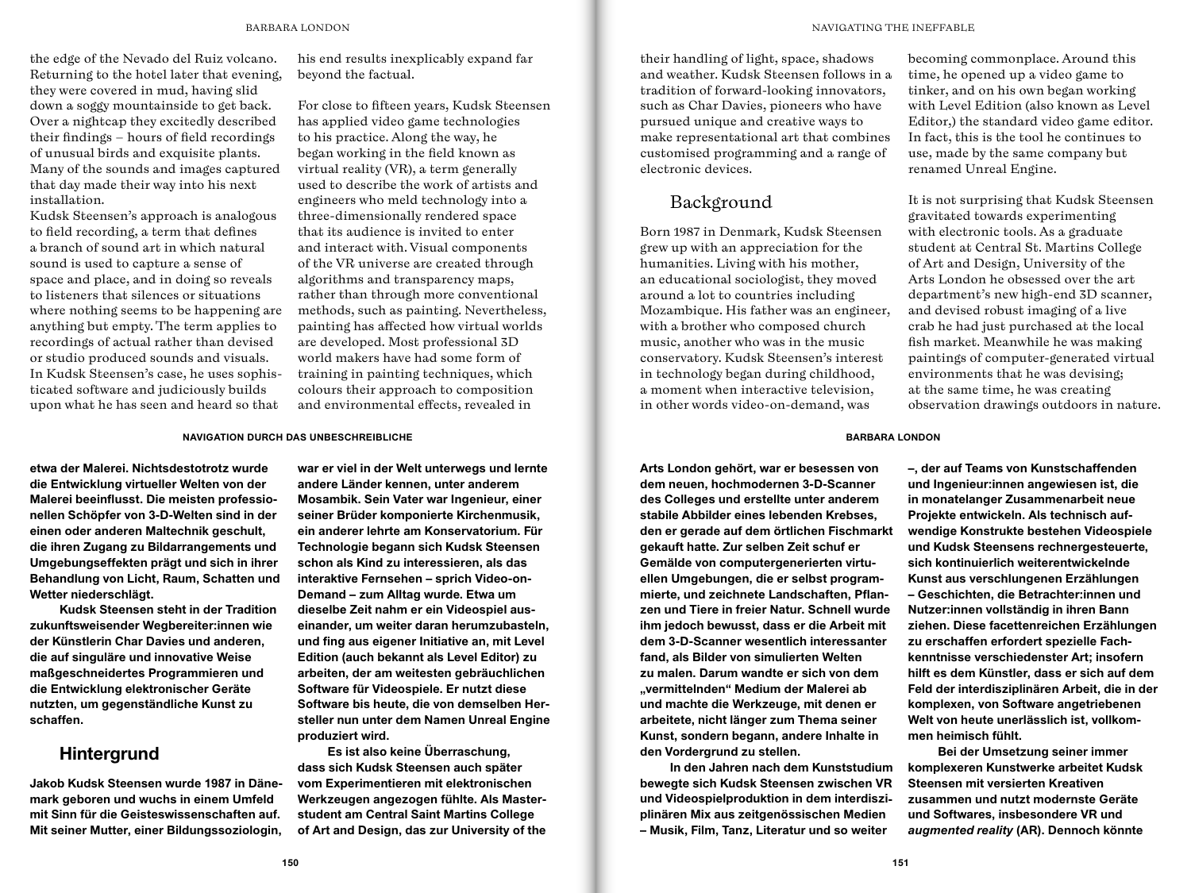the edge of the Nevado del Ruiz volcano. Returning to the hotel later that evening, they were covered in mud, having slid down a soggy mountainside to get back. Over a nightcap they excitedly described their findings – hours of field recordings of unusual birds and exquisite plants. Many of the sounds and images captured that day made their way into his next installation.

Kudsk Steensen's approach is analogous to field recording, a term that defines a branch of sound art in which natural sound is used to capture a sense of space and place, and in doing so reveals to listeners that silences or situations where nothing seems to be happening are anything but empty. The term applies to recordings of actual rather than devised or studio produced sounds and visuals. In Kudsk Steensen's case, he uses sophisticated software and judiciously builds upon what he has seen and heard so that his end results inexplicably expand far beyond the factual.

For close to fifteen years, Kudsk Steensen has applied video game technologies to his practice. Along the way, he began working in the field known as virtual reality (VR), a term generally used to describe the work of artists and engineers who meld technology into a three-dimensionally rendered space that its audience is invited to enter and interact with. Visual components of the VR universe are created through algorithms and transparency maps, rather than through more conventional methods, such as painting. Nevertheless, painting has affected how virtual worlds are developed. Most professional 3D world makers have had some form of training in painting techniques, which colours their approach to composition and environmental effects, revealed in their handling of light, space, shadows and weather. Kudsk Steensen follows in a tradition of forward-looking innovators, such as Char Davies, pioneers who have pursued unique and creative ways to make representational art that combines customised programming and a range of electronic devices.

## Background

Born 1987 in Denmark, Kudsk Steensen grew up with an appreciation for the humanities. Living with his mother, an educational sociologist, they moved around a lot to countries including Mozambique. His father was an engineer, with a brother who composed church music, another who was in the music conservatory. Kudsk Steensen's interest in technology began during childhood, a moment when interactive television, in other words video-on-demand, was becoming commonplace. Around this time, he opened up a video game to tinker, and on his own began working with Level Edition (also known as Level Editor,) the standard video game editor. In fact, this is the tool he continues to use, made by the same company but renamed Unreal Engine.

It is not surprising that Kudsk Steensen gravitated towards experimenting with electronic tools. As a graduate student at Central St. Martins College of Art and Design, University of the Arts London he obsessed over the art department's new high-end 3D scanner, and devised robust imaging of a live crab he had just purchased at the local fish market. Meanwhile he was making paintings of computer-generated virtual environments that he was devising; at the same time, he was creating observation drawings outdoors in nature.

**etwa der Malerei. Nichtsdestotrotz wurde die Entwicklung virtueller Welten von der Malerei beeinflusst. Die meisten professionellen Schöpfer von 3-D-Welten sind in der einen oder anderen Maltechnik geschult, die ihren Zugang zu Bildarrangements und Umgebungseffekten prägt und sich in ihrer Behandlung von Licht, Raum, Schatten und Wetter niederschlägt.**

**Kudsk Steensen steht in der Tradition zukunftsweisender Wegbereiter:innen wie der Künstlerin Char Davies und anderen, die auf singuläre und innovative Weise maßgeschneidertes Programmieren und die Entwicklung elektronischer Geräte nutzten, um gegenständliche Kunst zu schaffen.**

## Hintergrund

**Jakob Kudsk Steensen wurde 1987 in Dänemark geboren und wuchs in einem Umfeld mit Sinn für die Geisteswissenschaften auf. Mit seiner Mutter, einer Bildungssoziologin, war er viel in der Welt unterwegs und lernte andere Länder kennen, unter anderem Mosambik. Sein Vater war Ingenieur, einer seiner Brüder komponierte Kirchenmusik, ein anderer lehrte am Konservatorium. Für Technologie begann sich Kudsk Steensen schon als Kind zu interessieren, als das interaktive Fernsehen – sprich Video-on-Demand – zum Alltag wurde. Etwa um dieselbe Zeit nahm er ein Videospiel auseinander, um weiter daran herumzubasteln, und fing aus eigener Initiative an, mit Level Edition (auch bekannt als Level Editor) zu arbeiten, der am weitesten gebräuchlichen Software für Videospiele. Er nutzt diese Software bis heute, die von demselben Hersteller nun unter dem Namen Unreal Engine produziert wird.**

**Es ist also keine Überraschung, dass sich Kudsk Steensen auch später vom Experimentieren mit elektronischen Werkzeugen angezogen fühlte. Als Masterstudent am Central Saint Martins College of Art and Design, das zur University of the Arts London gehört, war er besessen von dem neuen, hochmodernen 3-D-Scanner des Colleges und erstellte unter anderem stabile Abbilder eines lebenden Krebses, den er gerade auf dem örtlichen Fischmarkt gekauft hatte. Zur selben Zeit schuf er Gemälde von computergenerierten virtuellen Umgebungen, die er selbst programmierte, und zeichnete Landschaften, Pflanzen und Tiere in freier Natur. Schnell wurde ihm jedoch bewusst, dass er die Arbeit mit dem 3-D-Scanner wesentlich interessanter fand, als Bilder von simulierten Welten zu malen. Darum wandte er sich von dem „vermittelnden" Medium der Malerei ab und machte die Werkzeuge, mit denen er arbeitete, nicht länger zum Thema seiner Kunst, sondern begann, andere Inhalte in den Vordergrund zu stellen.**

**In den Jahren nach dem Kunststudium bewegte sich Kudsk Steensen zwischen VR und Videospielproduktion in dem interdisziplinären Mix aus zeitgenössischen Medien – Musik, Film, Tanz, Literatur und so weiter –, der auf Teams von Kunstschaffenden und Ingenieur:innen angewiesen ist, die in monatelanger Zusammenarbeit neue Projekte entwickeln. Als technisch aufwendige Konstrukte bestehen Videospiele und Kudsk Steensens rechnergesteuerte, sich kontinuierlich weiterentwickelnde Kunst aus verschlungenen Erzählungen – Geschichten, die Betrachter:innen und Nutzer:innen vollständig in ihren Bann ziehen. Diese facettenreichen Erzählungen zu erschaffen erfordert spezielle Fachkenntnisse verschiedenster Art; insofern hilft es dem Künstler, dass er sich auf dem Feld der interdisziplinären Arbeit, die in der komplexen, von Software angetriebenen Welt von heute unerlässlich ist, vollkommen heimisch fühlt.**

**Bei der Umsetzung seiner immer komplexeren Kunstwerke arbeitet Kudsk Steensen mit versierten Kreativen zusammen und nutzt modernste Geräte und Softwares, insbesondere VR und *augmented reality* (AR). Dennoch könnte**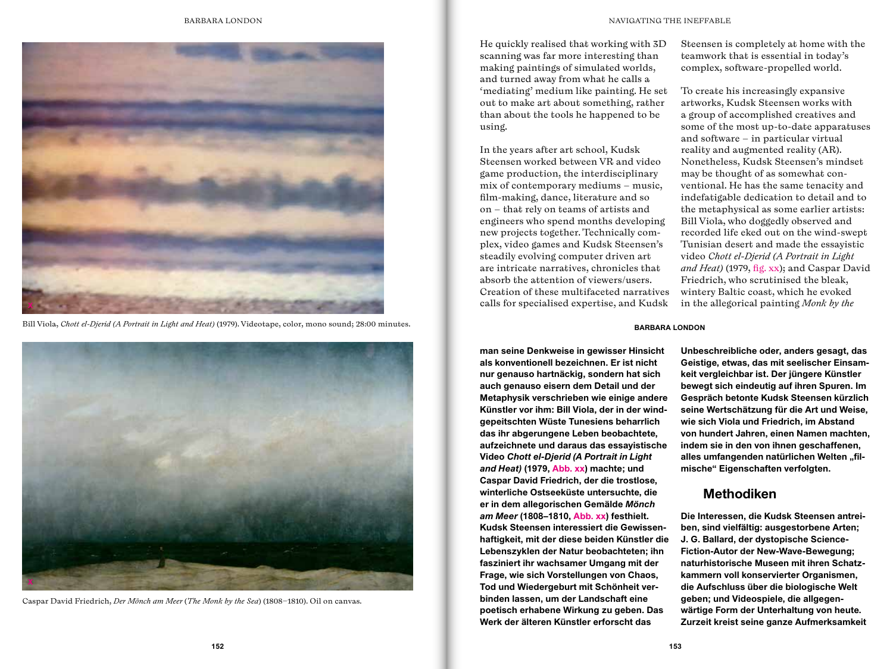Bill Viola, *Chott el-Djerid (A Portrait in Light and Heat)* (1979). Videotape, color, mono sound; 28:00 minutes.

Caspar David Friedrich, *Der Mönch am Meer* (*The Monk by the Sea*) (1808–1810). Oil on canvas.

He quickly realised that working with 3D scanning was far more interesting than making paintings of simulated worlds, and turned away from what he calls a 'mediating' medium like painting. He set out to make art about something, rather than about the tools he happened to be using.

In the years after art school, Kudsk Steensen worked between VR and video game production, the interdisciplinary mix of contemporary mediums – music, film-making, dance, literature and so on – that rely on teams of artists and engineers who spend months developing new projects together. Technically complex, video games and Kudsk Steensen's steadily evolving computer driven art are intricate narratives, chronicles that absorb the attention of viewers/users. Creation of these multifaceted narratives calls for specialised expertise, and Kudsk Steensen is completely at home with the teamwork that is essential in today's complex, software-propelled world.

To create his increasingly expansive artworks, Kudsk Steensen works with a group of accomplished creatives and some of the most up-to-date apparatuses and software – in particular virtual reality and augmented reality (AR). Nonetheless, Kudsk Steensen's mindset may be thought of as somewhat conventional. He has the same tenacity and indefatigable dedication to detail and to the metaphysical as some earlier artists: Bill Viola, who doggedly observed and recorded life eked out on the wind-swept Tunisian desert and made the essayistic video *Chott el-Djerid (A Portrait in Light and Heat)* (1979, fig. xx); and Caspar David Friedrich, who scrutinised the bleak, wintery Baltic coast, which he evoked in the allegorical painting *Monk by the*

**man seine Denkweise in gewisser Hinsicht als konventionell bezeichnen. Er ist nicht nur genauso hartnäckig, sondern hat sich auch genauso eisern dem Detail und der Metaphysik verschrieben wie einige andere Künstler vor ihm: Bill Viola, der in der windgepeitschten Wüste Tunesiens beharrlich das ihr abgerungene Leben beobachtete, aufzeichnete und daraus das essayistische Video *Chott el-Djerid (A Portrait in Light and Heat)* (1979, Abb. xx) machte; und Caspar David Friedrich, der die trostlose, winterliche Ostseeküste untersuchte, die er in dem allegorischen Gemälde *Mönch am Meer* (1808–1810, Abb. xx) festhielt. Kudsk Steensen interessiert die Gewissenhaftigkeit, mit der diese beiden Künstler die Lebenszyklen der Natur beobachteten; ihn fasziniert ihr wachsamer Umgang mit der Frage, wie sich Vorstellungen von Chaos, Tod und Wiedergeburt mit Schönheit verbinden lassen, um der Landschaft eine poetisch erhabene Wirkung zu geben. Das Werk der älteren Künstler erforscht das Unbeschreibliche oder, anders gesagt, das Geistige, etwas, das mit seelischer Einsamkeit vergleichbar ist. Der jüngere Künstler bewegt sich eindeutig auf ihren Spuren. Im Gespräch betonte Kudsk Steensen kürzlich seine Wertschätzung für die Art und Weise, wie sich Viola und Friedrich, im Abstand von hundert Jahren, einen Namen machten, indem sie in den von ihnen geschaffenen, alles umfangenden natürlichen Welten „filmische" Eigenschaften verfolgten.**

## Methodiken

**Die Interessen, die Kudsk Steensen antreiben, sind vielfältig: ausgestorbene Arten; J. G. Ballard, der dystopische Science-Fiction-Autor der New-Wave-Bewegung; naturhistorische Museen mit ihren Schatzkammern voll konservierter Organismen, die Aufschluss über die biologische Welt geben; und Videospiele, die allgegenwärtige Form der Unterhaltung von heute. Zurzeit kreist seine ganze Aufmerksamkeit**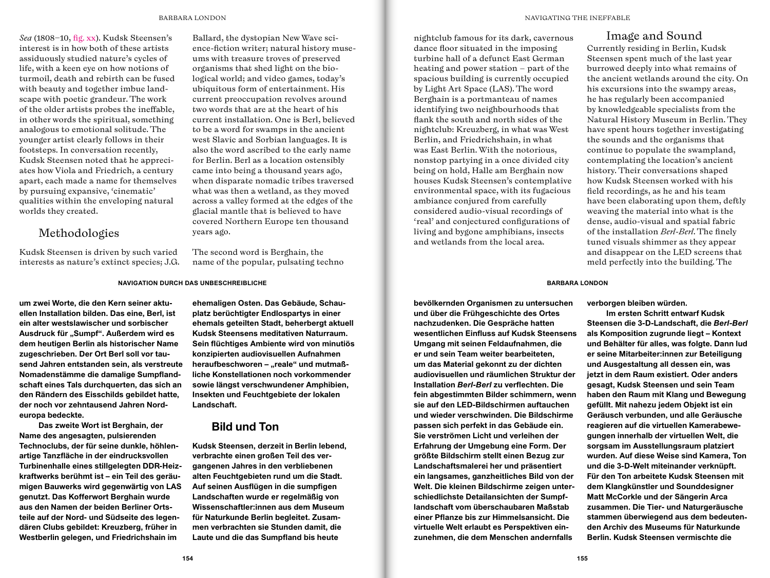*Sea* (1808–10, fig. xx). Kudsk Steensen's interest is in how both of these artists assiduously studied nature's cycles of life, with a keen eye on how notions of turmoil, death and rebirth can be fused with beauty and together imbue landscape with poetic grandeur. The work of the older artists probes the ineffable, in other words the spiritual, something analogous to emotional solitude. The younger artist clearly follows in their footsteps. In conversation recently, Kudsk Steensen noted that he appreciates how Viola and Friedrich, a century apart, each made a name for themselves by pursuing expansive, 'cinematic' qualities within the enveloping natural worlds they created.

## Methodologies

Kudsk Steensen is driven by such varied interests as nature's extinct species; J.G. Ballard, the dystopian New Wave science-fiction writer; natural history museums with treasure troves of preserved organisms that shed light on the biological world; and video games, today's ubiquitous form of entertainment. His current preoccupation revolves around two words that are at the heart of his current installation. One is Berl, believed to be a word for swamps in the ancient west Slavic and Sorbian languages. It is also the word ascribed to the early name for Berlin. Berl as a location ostensibly came into being a thousand years ago, when disparate nomadic tribes traversed what was then a wetland, as they moved across a valley formed at the edges of the glacial mantle that is believed to have covered Northern Europe ten thousand years ago.

The second word is Berghain, the name of the popular, pulsating techno nightclub famous for its dark, cavernous dance floor situated in the imposing turbine hall of a defunct East German heating and power station – part of the spacious building is currently occupied by Light Art Space (LAS). The word Berghain is a portmanteau of names identifying two neighbourhoods that flank the south and north sides of the nightclub: Kreuzberg, in what was West Berlin, and Friedrichshain, in what was East Berlin. With the notorious, nonstop partying in a once divided city being on hold, Halle am Berghain now houses Kudsk Steensen's contemplative environmental space, with its fugacious ambiance conjured from carefully considered audio-visual recordings of 'real' and conjectured configurations of living and bygone amphibians, insects and wetlands from the local area.

## Image and Sound

Currently residing in Berlin, Kudsk Steensen spent much of the last year burrowed deeply into what remains of the ancient wetlands around the city. On his excursions into the swampy areas, he has regularly been accompanied by knowledgeable specialists from the Natural History Museum in Berlin. They have spent hours together investigating the sounds and the organisms that continue to populate the swampland, contemplating the location's ancient history. Their conversations shaped how Kudsk Steensen worked with his field recordings, as he and his team have been elaborating upon them, deftly weaving the material into what is the dense, audio-visual and spatial fabric of the installation *Berl-Berl*. The finely tuned visuals shimmer as they appear and disappear on the LED screens that meld perfectly into the building. The

**um zwei Worte, die den Kern seiner aktuellen Installation bilden. Das eine, Berl, ist ein alter westslawischer und sorbischer Ausdruck für „Sumpf". Außerdem wird es dem heutigen Berlin als historischer Name zugeschrieben. Der Ort Berl soll vor tausend Jahren entstanden sein, als verstreute Nomadenstämme die damalige Sumpflandschaft eines Tals durchquerten, das sich an den Rändern des Eisschilds gebildet hatte, der noch vor zehntausend Jahren Nordeuropa bedeckte.**

**Das zweite Wort ist Berghain, der Name des angesagten, pulsierenden Technoclubs, der für seine dunkle, höhlenartige Tanzfläche in der eindrucksvollen Turbinenhalle eines stillgelegten DDR-Heizkraftwerks berühmt ist – ein Teil des geräumigen Bauwerks wird gegenwärtig von LAS genutzt. Das Kofferwort Berghain wurde aus den Namen der beiden Berliner Ortsteile auf der Nord- und Südseite des legendären Clubs gebildet: Kreuzberg, früher in Westberlin gelegen, und Friedrichshain im ehemaligen Osten. Das Gebäude, Schauplatz berüchtigter Endlospartys in einer ehemals geteilten Stadt, beherbergt aktuell Kudsk Steensens meditativen Naturraum. Sein flüchtiges Ambiente wird von minutiös konzipierten audiovisuellen Aufnahmen heraufbeschworen – „reale" und mutmaßliche Konstellationen noch vorkommender sowie längst verschwundener Amphibien, Insekten und Feuchtgebiete der lokalen Landschaft.**

## Bild und Ton

**Kudsk Steensen, derzeit in Berlin lebend, verbrachte einen großen Teil des vergangenen Jahres in den verbliebenen alten Feuchtgebieten rund um die Stadt. Auf seinen Ausflügen in die sumpfigen Landschaften wurde er regelmäßig von Wissenschaftler:innen aus dem Museum für Naturkunde Berlin begleitet. Zusammen verbrachten sie Stunden damit, die Laute und die das Sumpfland bis heute bevölkernden Organismen zu untersuchen und über die Frühgeschichte des Ortes nachzudenken. Die Gespräche hatten wesentlichen Einfluss auf Kudsk Steensens Umgang mit seinen Feldaufnahmen, die er und sein Team weiter bearbeiteten, um das Material gekonnt zu der dichten audiovisuellen und räumlichen Struktur der Installation *Berl-Berl* zu verflechten. Die fein abgestimmten Bilder schimmern, wenn sie auf den LED-Bildschirmen auftauchen und wieder verschwinden. Die Bildschirme passen sich perfekt in das Gebäude ein. Sie verströmen Licht und verleihen der Erfahrung der Umgebung eine Form. Der größte Bildschirm stellt einen Bezug zur Landschaftsmalerei her und präsentiert ein langsames, ganzheitliches Bild von der Welt. Die kleinen Bildschirme zeigen unterschiedlichste Detailansichten der Sumpflandschaft vom überschaubaren Maßstab einer Pflanze bis zur Himmelsansicht. Die virtuelle Welt erlaubt es Perspektiven einzunehmen, die dem Menschen andernfalls verborgen bleiben würden.**

**Im ersten Schritt entwarf Kudsk Steensen die 3-D-Landschaft, die *Berl-Berl* als Komposition zugrunde liegt – Kontext und Behälter für alles, was folgte. Dann lud er seine Mitarbeiter:innen zur Beteiligung und Ausgestaltung all dessen ein, was jetzt in dem Raum existiert. Oder anders gesagt, Kudsk Steensen und sein Team haben den Raum mit Klang und Bewegung gefüllt. Mit nahezu jedem Objekt ist ein Geräusch verbunden, und alle Geräusche reagieren auf die virtuellen Kamerabewegungen innerhalb der virtuellen Welt, die sorgsam im Ausstellungsraum platziert wurden. Auf diese Weise sind Kamera, Ton und die 3-D-Welt miteinander verknüpft. Für den Ton arbeitete Kudsk Steensen mit dem Klangkünstler und Sounddesigner Matt McCorkle und der Sängerin Arca zusammen. Die Tier- und Naturgeräusche stammen überwiegend aus dem bedeutenden Archiv des Museums für Naturkunde Berlin. Kudsk Steensen vermischte die**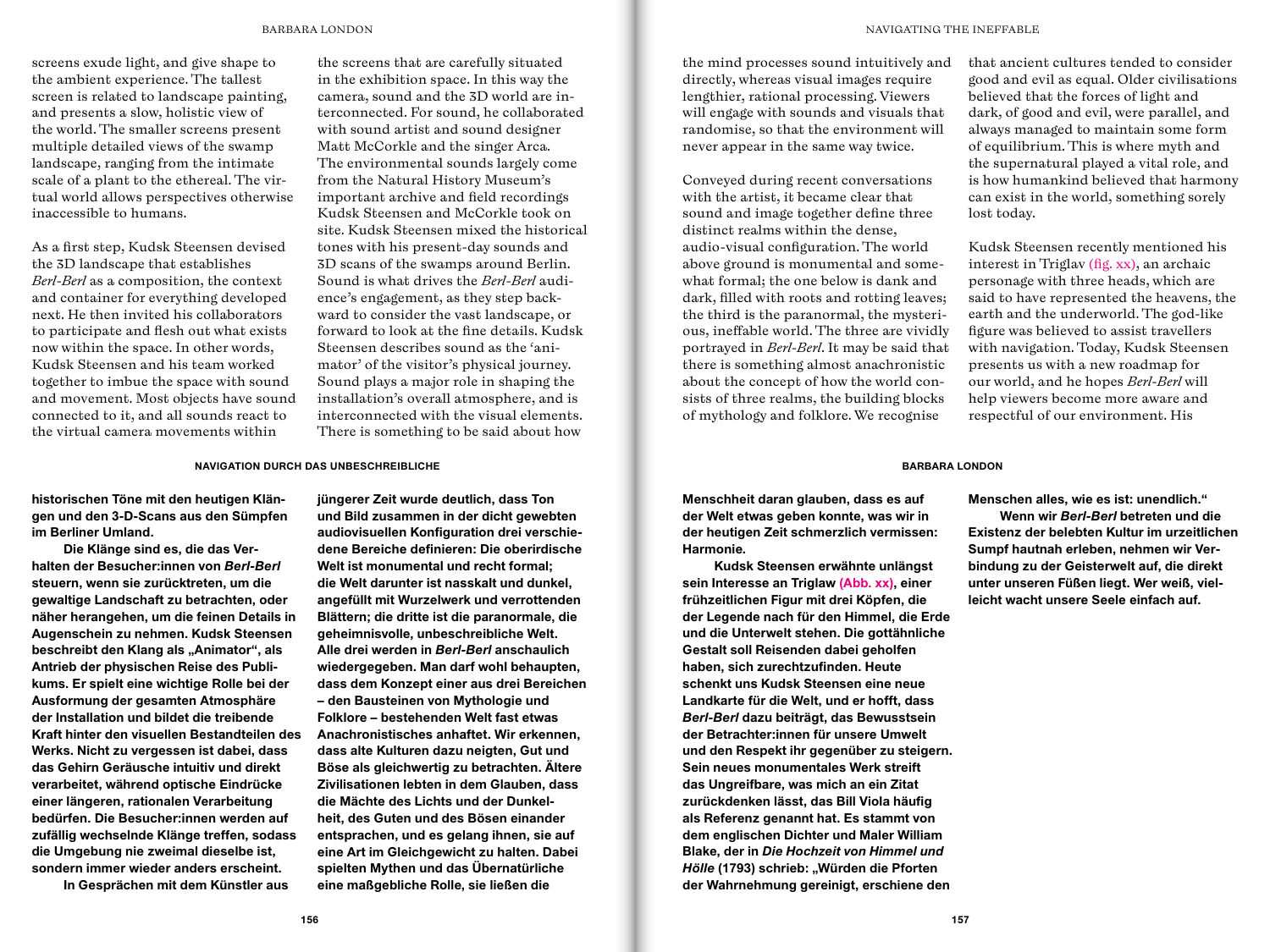screens exude light, and give shape to the ambient experience. The tallest screen is related to landscape painting, and presents a slow, holistic view of the world. The smaller screens present multiple detailed views of the swamp landscape, ranging from the intimate scale of a plant to the ethereal. The virtual world allows perspectives otherwise inaccessible to humans.

As a first step, Kudsk Steensen devised the 3D landscape that establishes *Berl-Berl* as a composition, the context and container for everything developed next. He then invited his collaborators to participate and flesh out what exists now within the space. In other words, Kudsk Steensen and his team worked together to imbue the space with sound and movement. Most objects have sound connected to it, and all sounds react to the virtual camera movements within the screens that are carefully situated in the exhibition space. In this way the camera, sound and the 3D world are interconnected. For sound, he collaborated with sound artist and sound designer Matt McCorkle and the singer Arca. The environmental sounds largely come from the Natural History Museum's important archive and field recordings Kudsk Steensen and McCorkle took on site. Kudsk Steensen mixed the historical tones with his present-day sounds and 3D scans of the swamps around Berlin. Sound is what drives the *Berl-Berl* audience's engagement, as they step backward to consider the vast landscape, or forward to look at the fine details. Kudsk Steensen describes sound as the 'animator' of the visitor's physical journey. Sound plays a major role in shaping the installation's overall atmosphere, and is interconnected with the visual elements. There is something to be said about how the mind processes sound intuitively and directly, whereas visual images require lengthier, rational processing. Viewers will engage with sounds and visuals that randomise, so that the environment will never appear in the same way twice.

Conveyed during recent conversations with the artist, it became clear that sound and image together define three distinct realms within the dense, audio-visual configuration. The world above ground is monumental and somewhat formal; the one below is dank and dark, filled with roots and rotting leaves; the third is the paranormal, the mysterious, ineffable world. The three are vividly portrayed in *Berl-Berl*. It may be said that there is something almost anachronistic about the concept of how the world consists of three realms, the building blocks of mythology and folklore. We recognise that ancient cultures tended to consider good and evil as equal. Older civilisations believed that the forces of light and dark, of good and evil, were parallel, and always managed to maintain some form of equilibrium. This is where myth and the supernatural played a vital role, and is how humankind believed that harmony can exist in the world, something sorely lost today.

Kudsk Steensen recently mentioned his interest in Triglav (fig. xx), an archaic personage with three heads, which are said to have represented the heavens, the earth and the underworld. The god-like figure was believed to assist travellers with navigation. Today, Kudsk Steensen presents us with a new roadmap for our world, and he hopes *Berl-Berl* will help viewers become more aware and respectful of our environment. His

**historischen Töne mit den heutigen Klängen und den 3-D-Scans aus den Sümpfen im Berliner Umland.**

**Die Klänge sind es, die das Verhalten der Besucher:innen von *Berl-Berl* steuern, wenn sie zurücktreten, um die gewaltige Landschaft zu betrachten, oder näher herangehen, um die feinen Details in Augenschein zu nehmen. Kudsk Steensen beschreibt den Klang als „Animator", als Antrieb der physischen Reise des Publikums. Er spielt eine wichtige Rolle bei der Ausformung der gesamten Atmosphäre der Installation und bildet die treibende Kraft hinter den visuellen Bestandteilen des Werks. Nicht zu vergessen ist dabei, dass das Gehirn Geräusche intuitiv und direkt verarbeitet, während optische Eindrücke einer längeren, rationalen Verarbeitung bedürfen. Die Besucher:innen werden auf zufällig wechselnde Klänge treffen, sodass die Umgebung nie zweimal dieselbe ist, sondern immer wieder anders erscheint.**

**In Gesprächen mit dem Künstler aus jüngerer Zeit wurde deutlich, dass Ton und Bild zusammen in der dicht gewebten audiovisuellen Konfiguration drei verschiedene Bereiche definieren: Die oberirdische Welt ist monumental und recht formal; die Welt darunter ist nasskalt und dunkel, angefüllt mit Wurzelwerk und verrottenden Blättern; die dritte ist die paranormale, die geheimnisvolle, unbeschreibliche Welt. Alle drei werden in *Berl-Berl* anschaulich wiedergegeben. Man darf wohl behaupten, dass dem Konzept einer aus drei Bereichen – den Bausteinen von Mythologie und Folklore – bestehenden Welt fast etwas Anachronistisches anhaftet. Wir erkennen, dass alte Kulturen dazu neigten, Gut und Böse als gleichwertig zu betrachten. Ältere Zivilisationen lebten in dem Glauben, dass die Mächte des Lichts und der Dunkelheit, des Guten und des Bösen einander entsprachen, und es gelang ihnen, sie auf eine Art im Gleichgewicht zu halten. Dabei spielten Mythen und das Übernatürliche eine maßgebliche Rolle, sie ließen die Menschheit daran glauben, dass es auf der Welt etwas geben konnte, was wir in der heutigen Zeit schmerzlich vermissen: Harmonie.**

**Kudsk Steensen erwähnte unlängst sein Interesse an Triglaw (Abb. xx), einer frühzeitlichen Figur mit drei Köpfen, die der Legende nach für den Himmel, die Erde und die Unterwelt stehen. Die gottähnliche Gestalt soll Reisenden dabei geholfen haben, sich zurechtzufinden. Heute schenkt uns Kudsk Steensen eine neue Landkarte für die Welt, und er hofft, dass *Berl-Berl* dazu beiträgt, das Bewusstsein der Betrachter:innen für unsere Umwelt und den Respekt ihr gegenüber zu steigern. Sein neues monumentales Werk streift das Ungreifbare, was mich an ein Zitat zurückdenken lässt, das Bill Viola häufig als Referenz genannt hat. Es stammt von dem englischen Dichter und Maler William Blake, der in *Die Hochzeit von Himmel und Hölle* (1793) schrieb: „Würden die Pforten der Wahrnehmung gereinigt, erschiene den Menschen alles, wie es ist: unendlich."**

**Wenn wir *Berl-Berl* betreten und die Existenz der belebten Kultur im urzeitlichen Sumpf hautnah erleben, nehmen wir Verbindung zu der Geisterwelt auf, die direkt unter unseren Füßen liegt. Wer weiß, vielleicht wacht unsere Seele einfach auf.**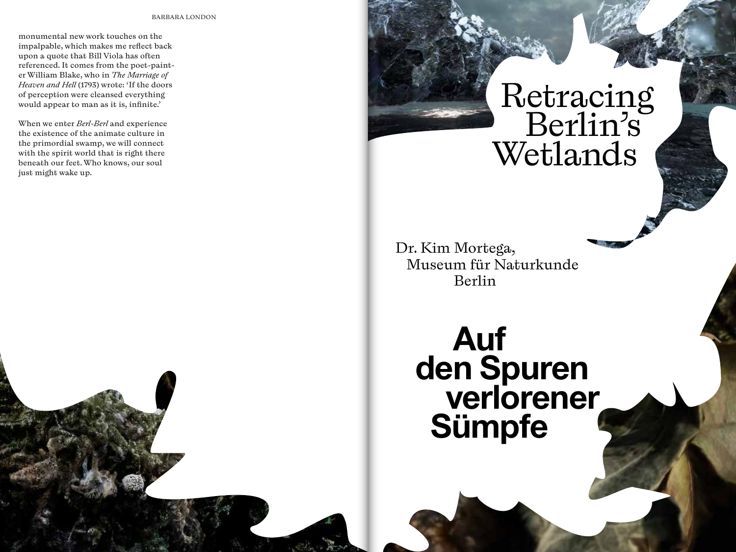monumental new work touches on the impalpable, which makes me reflect back upon a quote that Bill Viola has often referenced. It comes from the poet-painter William Blake, who in *The Marriage of Heaven and Hell* (1793) wrote: 'If the doors of perception were cleansed everything would appear to man as it is, infinite.'

When we enter *Berl-Berl* and experience the existence of the animate culture in the primordial swamp, we will connect with the spirit world that is right there beneath our feet. Who knows, our soul just might wake up.

# Retracing Berlin's Wetlands

Dr. Kim Mortega,
Museum für Naturkunde
Berlin

# **Auf den Spuren verlorener Sümpfe**